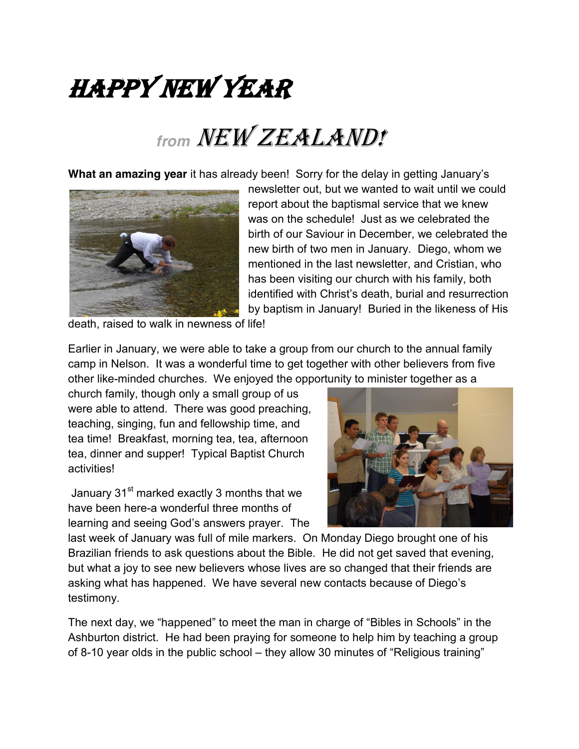# HAPPY NEW YEAR

## from NEW ZEALAND!

**What an amazing year** it has already been! Sorry for the delay in getting January's newsletter out, but we wanted to wait until we could report about the baptismal service that we knew was on the schedule! Just as we celebrated the birth of our Saviour in December, we celebrated the new birth of two men in January. Diego, whom we mentioned in the last newsletter, and Cristian, who has been visiting our church with his family, both identified with Christ's death, burial and resurrection by baptism in January! Buried in the likeness of His death, raised to walk in newness of life!

Earlier in January, we were able to take a group from our church to the annual family camp in Nelson. It was a wonderful time to get together with other believers from five other like-minded churches. We enjoyed the opportunity to minister together as a church family, though only a small group of us were able to attend. There was good preaching, teaching, singing, fun and fellowship time, and tea time! Breakfast, morning tea, tea, afternoon tea, dinner and supper! Typical Baptist Church activities!

January 31st marked exactly 3 months that we have been here-a wonderful three months of learning and seeing God's answers prayer. The last week of January was full of mile markers. On Monday Diego brought one of his Brazilian friends to ask questions about the Bible. He did not get saved that evening, but what a joy to see new believers whose lives are so changed that their friends are asking what has happened. We have several new contacts because of Diego's testimony.

The next day, we "happened" to meet the man in charge of "Bibles in Schools" in the Ashburton district. He had been praying for someone to help him by teaching a group of 8-10 year olds in the public school – they allow 30 minutes of "Religious training"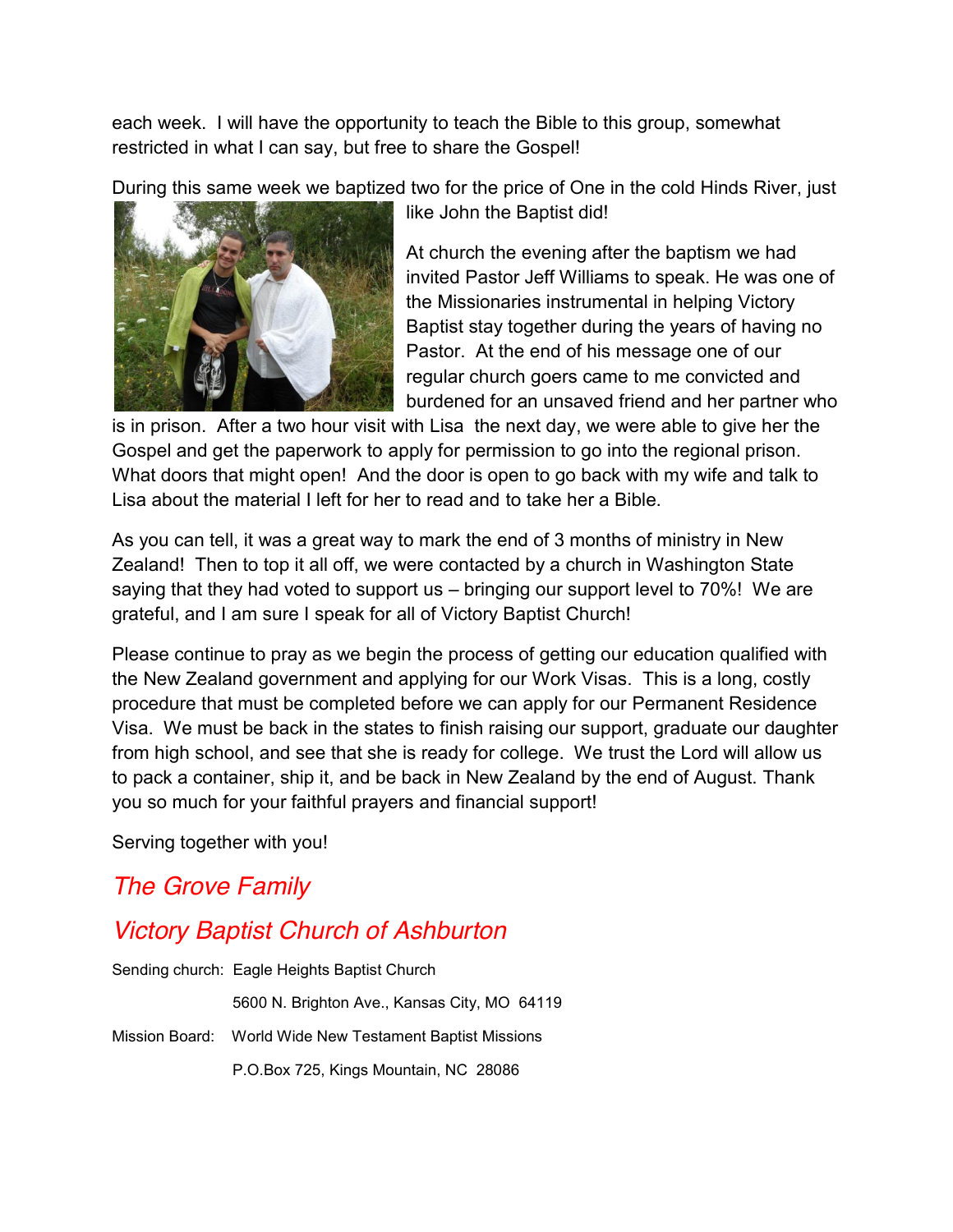each week. I will have the opportunity to teach the Bible to this group, somewhat restricted in what I can say, but free to share the Gospel!

During this same week we baptized two for the price of One in the cold Hinds River, just like John the Baptist did!

At church the evening after the baptism we had invited Pastor Jeff Williams to speak. He was one of the Missionaries instrumental in helping Victory Baptist stay together during the years of having no Pastor. At the end of his message one of our regular church goers came to me convicted and burdened for an unsaved friend and her partner who is in prison. After a two hour visit with Lisa the next day, we were able to give her the Gospel and get the paperwork to apply for permission to go into the regional prison. What doors that might open! And the door is open to go back with my wife and talk to Lisa about the material I left for her to read and to take her a Bible.

As you can tell, it was a great way to mark the end of 3 months of ministry in New Zealand! Then to top it all off, we were contacted by a church in Washington State saying that they had voted to support us – bringing our support level to 70%! We are grateful, and I am sure I speak for all of Victory Baptist Church!

Please continue to pray as we begin the process of getting our education qualified with the New Zealand government and applying for our Work Visas. This is a long, costly procedure that must be completed before we can apply for our Permanent Residence Visa. We must be back in the states to finish raising our support, graduate our daughter from high school, and see that she is ready for college. We trust the Lord will allow us to pack a container, ship it, and be back in New Zealand by the end of August. Thank you so much for your faithful prayers and financial support!

Serving together with you!

*The Grove Family*

*Victory Baptist Church of Ashburton*

Sending church: Eagle Heights Baptist Church
5600 N. Brighton Ave., Kansas City, MO 64119

Mission Board: World Wide New Testament Baptist Missions
P.O.Box 725, Kings Mountain, NC 28086